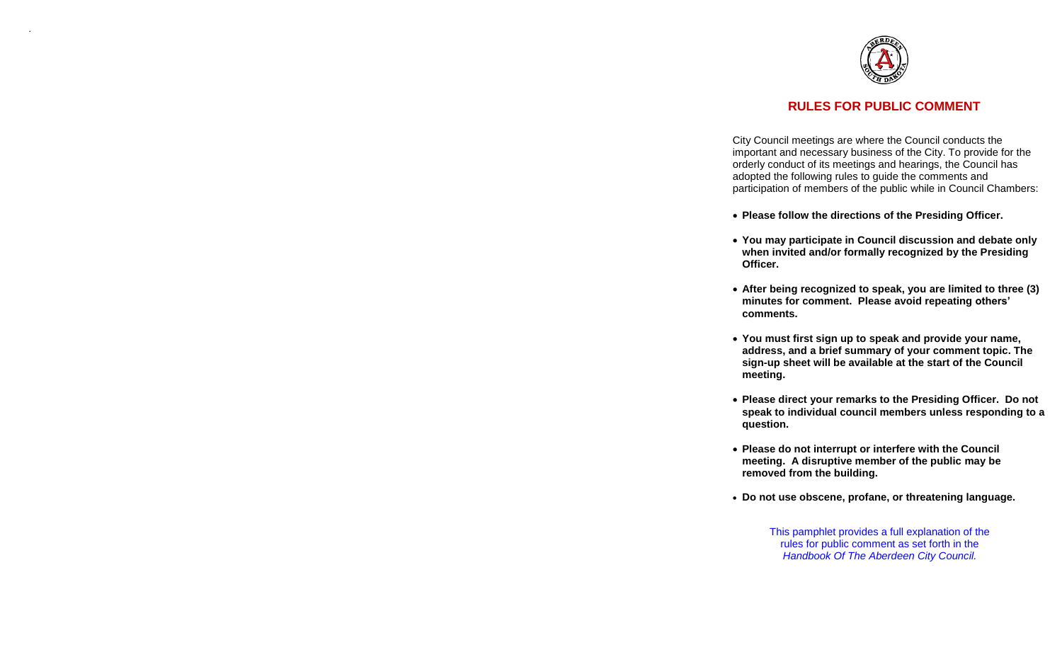# RULES FOR PUBLIC COMMENT

City Council meetings are where the Council conducts the important and necessary business of the City. To provide for the orderly conduct of its meetings and hearings, the Council has adopted the following rules to guide the comments and participation of members of the public while in Council Chambers:

- **Please follow the directions of the Presiding Officer.**
- **You may participate in Council discussion and debate only when invited and/or formally recognized by the Presiding Officer.**
- **After being recognized to speak, you are limited to three (3) minutes for comment. Please avoid repeating others' comments.**
- **You must first sign up to speak and provide your name, address, and a brief summary of your comment topic. The sign-up sheet will be available at the start of the Council meeting.**
- **Please direct your remarks to the Presiding Officer. Do not speak to individual council members unless responding to a question.**
- **Please do not interrupt or interfere with the Council meeting. A disruptive member of the public may be removed from the building.**
- **Do not use obscene, profane, or threatening language.**

This pamphlet provides a full explanation of the rules for public comment as set forth in the *Handbook Of The Aberdeen City Council.*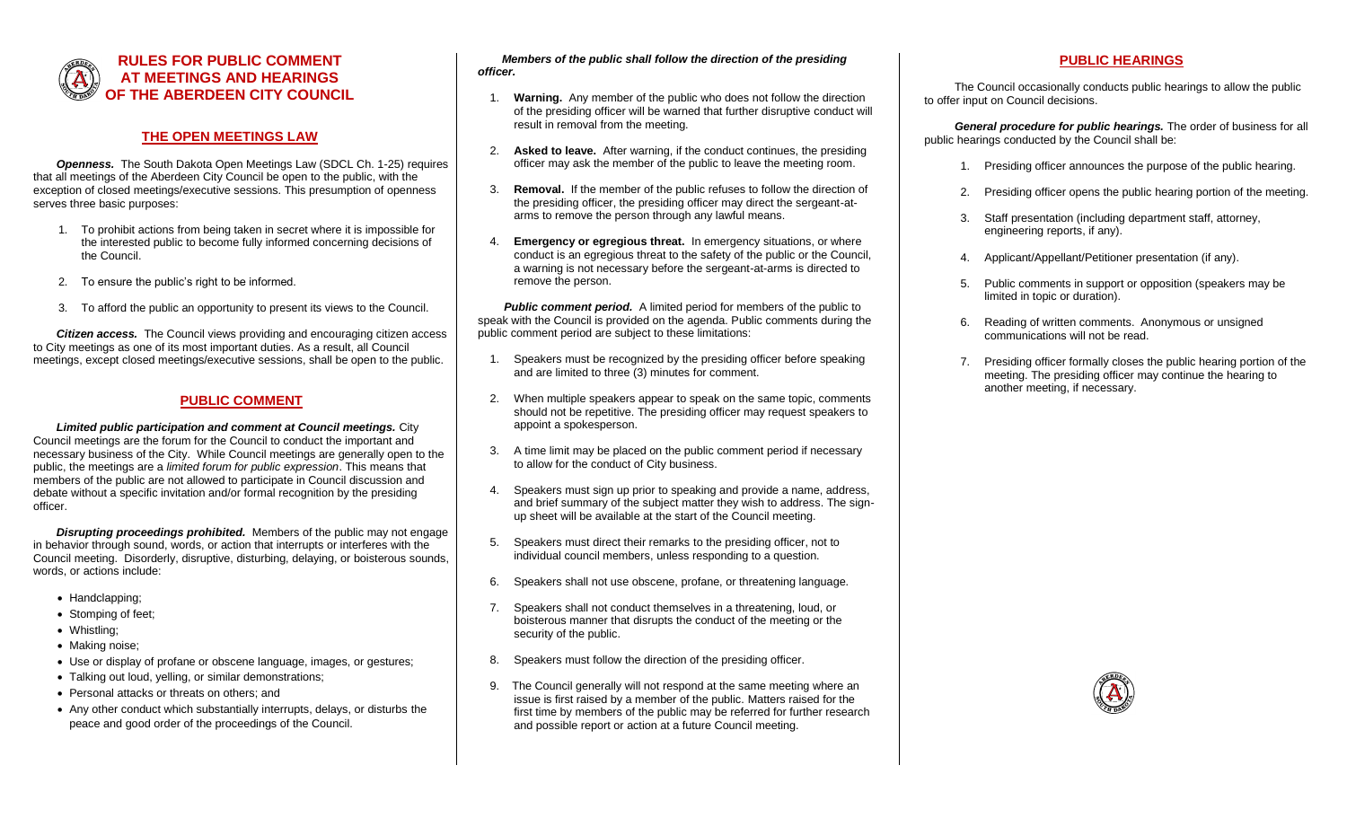# RULES FOR PUBLIC COMMENT AT MEETINGS AND HEARINGS OF THE ABERDEEN CITY COUNCIL

## THE OPEN MEETINGS LAW

***Openness.*** The South Dakota Open Meetings Law (SDCL Ch. 1-25) requires that all meetings of the Aberdeen City Council be open to the public, with the exception of closed meetings/executive sessions. This presumption of openness serves three basic purposes:

1. To prohibit actions from being taken in secret where it is impossible for the interested public to become fully informed concerning decisions of the Council.
2. To ensure the public's right to be informed.
3. To afford the public an opportunity to present its views to the Council.

***Citizen access.*** The Council views providing and encouraging citizen access to City meetings as one of its most important duties. As a result, all Council meetings, except closed meetings/executive sessions, shall be open to the public.

## PUBLIC COMMENT

***Limited public participation and comment at Council meetings.*** City Council meetings are the forum for the Council to conduct the important and necessary business of the City. While Council meetings are generally open to the public, the meetings are a *limited forum for public expression*. This means that members of the public are not allowed to participate in Council discussion and debate without a specific invitation and/or formal recognition by the presiding officer.

***Disrupting proceedings prohibited.*** Members of the public may not engage in behavior through sound, words, or action that interrupts or interferes with the Council meeting. Disorderly, disruptive, disturbing, delaying, or boisterous sounds, words, or actions include:

- Handclapping;
- Stomping of feet;
- Whistling;
- Making noise;
- Use or display of profane or obscene language, images, or gestures;
- Talking out loud, yelling, or similar demonstrations;
- Personal attacks or threats on others; and
- Any other conduct which substantially interrupts, delays, or disturbs the peace and good order of the proceedings of the Council.

***Members of the public shall follow the direction of the presiding officer.***

1. **Warning.** Any member of the public who does not follow the direction of the presiding officer will be warned that further disruptive conduct will result in removal from the meeting.
2. **Asked to leave.** After warning, if the conduct continues, the presiding officer may ask the member of the public to leave the meeting room.
3. **Removal.** If the member of the public refuses to follow the direction of the presiding officer, the presiding officer may direct the sergeant-at-arms to remove the person through any lawful means.
4. **Emergency or egregious threat.** In emergency situations, or where conduct is an egregious threat to the safety of the public or the Council, a warning is not necessary before the sergeant-at-arms is directed to remove the person.

***Public comment period.*** A limited period for members of the public to speak with the Council is provided on the agenda. Public comments during the public comment period are subject to these limitations:

1. Speakers must be recognized by the presiding officer before speaking and are limited to three (3) minutes for comment.
2. When multiple speakers appear to speak on the same topic, comments should not be repetitive. The presiding officer may request speakers to appoint a spokesperson.
3. A time limit may be placed on the public comment period if necessary to allow for the conduct of City business.
4. Speakers must sign up prior to speaking and provide a name, address, and brief summary of the subject matter they wish to address. The sign-up sheet will be available at the start of the Council meeting.
5. Speakers must direct their remarks to the presiding officer, not to individual council members, unless responding to a question.
6. Speakers shall not use obscene, profane, or threatening language.
7. Speakers shall not conduct themselves in a threatening, loud, or boisterous manner that disrupts the conduct of the meeting or the security of the public.
8. Speakers must follow the direction of the presiding officer.
9. The Council generally will not respond at the same meeting where an issue is first raised by a member of the public. Matters raised for the first time by members of the public may be referred for further research and possible report or action at a future Council meeting.

## PUBLIC HEARINGS

The Council occasionally conducts public hearings to allow the public to offer input on Council decisions.

***General procedure for public hearings.*** The order of business for all public hearings conducted by the Council shall be:

1. Presiding officer announces the purpose of the public hearing.
2. Presiding officer opens the public hearing portion of the meeting.
3. Staff presentation (including department staff, attorney, engineering reports, if any).
4. Applicant/Appellant/Petitioner presentation (if any).
5. Public comments in support or opposition (speakers may be limited in topic or duration).
6. Reading of written comments. Anonymous or unsigned communications will not be read.
7. Presiding officer formally closes the public hearing portion of the meeting. The presiding officer may continue the hearing to another meeting, if necessary.